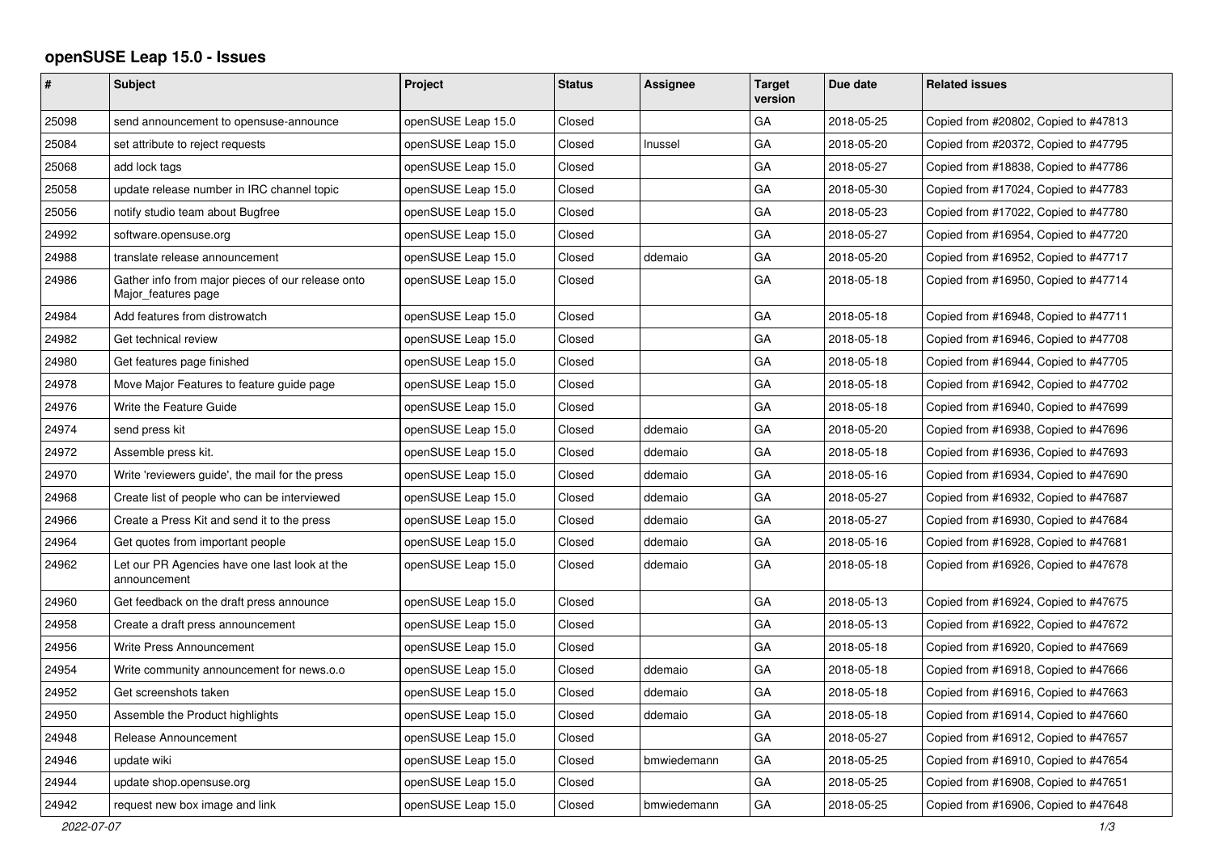# openSUSE Leap 15.0 - Issues

| # | Subject | Project | Status | Assignee | Target version | Due date | Related issues |
|---|---|---|---|---|---|---|---|
| 25098 | send announcement to opensuse-announce | openSUSE Leap 15.0 | Closed | | GA | 2018-05-25 | Copied from #20802, Copied to #47813 |
| 25084 | set attribute to reject requests | openSUSE Leap 15.0 | Closed | lnussel | GA | 2018-05-20 | Copied from #20372, Copied to #47795 |
| 25068 | add lock tags | openSUSE Leap 15.0 | Closed | | GA | 2018-05-27 | Copied from #18838, Copied to #47786 |
| 25058 | update release number in IRC channel topic | openSUSE Leap 15.0 | Closed | | GA | 2018-05-30 | Copied from #17024, Copied to #47783 |
| 25056 | notify studio team about Bugfree | openSUSE Leap 15.0 | Closed | | GA | 2018-05-23 | Copied from #17022, Copied to #47780 |
| 24992 | software.opensuse.org | openSUSE Leap 15.0 | Closed | | GA | 2018-05-27 | Copied from #16954, Copied to #47720 |
| 24988 | translate release announcement | openSUSE Leap 15.0 | Closed | ddemaio | GA | 2018-05-20 | Copied from #16952, Copied to #47717 |
| 24986 | Gather info from major pieces of our release onto Major_features page | openSUSE Leap 15.0 | Closed | | GA | 2018-05-18 | Copied from #16950, Copied to #47714 |
| 24984 | Add features from distrowatch | openSUSE Leap 15.0 | Closed | | GA | 2018-05-18 | Copied from #16948, Copied to #47711 |
| 24982 | Get technical review | openSUSE Leap 15.0 | Closed | | GA | 2018-05-18 | Copied from #16946, Copied to #47708 |
| 24980 | Get features page finished | openSUSE Leap 15.0 | Closed | | GA | 2018-05-18 | Copied from #16944, Copied to #47705 |
| 24978 | Move Major Features to feature guide page | openSUSE Leap 15.0 | Closed | | GA | 2018-05-18 | Copied from #16942, Copied to #47702 |
| 24976 | Write the Feature Guide | openSUSE Leap 15.0 | Closed | | GA | 2018-05-18 | Copied from #16940, Copied to #47699 |
| 24974 | send press kit | openSUSE Leap 15.0 | Closed | ddemaio | GA | 2018-05-20 | Copied from #16938, Copied to #47696 |
| 24972 | Assemble press kit. | openSUSE Leap 15.0 | Closed | ddemaio | GA | 2018-05-18 | Copied from #16936, Copied to #47693 |
| 24970 | Write 'reviewers guide', the mail for the press | openSUSE Leap 15.0 | Closed | ddemaio | GA | 2018-05-16 | Copied from #16934, Copied to #47690 |
| 24968 | Create list of people who can be interviewed | openSUSE Leap 15.0 | Closed | ddemaio | GA | 2018-05-27 | Copied from #16932, Copied to #47687 |
| 24966 | Create a Press Kit and send it to the press | openSUSE Leap 15.0 | Closed | ddemaio | GA | 2018-05-27 | Copied from #16930, Copied to #47684 |
| 24964 | Get quotes from important people | openSUSE Leap 15.0 | Closed | ddemaio | GA | 2018-05-16 | Copied from #16928, Copied to #47681 |
| 24962 | Let our PR Agencies have one last look at the announcement | openSUSE Leap 15.0 | Closed | ddemaio | GA | 2018-05-18 | Copied from #16926, Copied to #47678 |
| 24960 | Get feedback on the draft press announce | openSUSE Leap 15.0 | Closed | | GA | 2018-05-13 | Copied from #16924, Copied to #47675 |
| 24958 | Create a draft press announcement | openSUSE Leap 15.0 | Closed | | GA | 2018-05-13 | Copied from #16922, Copied to #47672 |
| 24956 | Write Press Announcement | openSUSE Leap 15.0 | Closed | | GA | 2018-05-18 | Copied from #16920, Copied to #47669 |
| 24954 | Write community announcement for news.o.o | openSUSE Leap 15.0 | Closed | ddemaio | GA | 2018-05-18 | Copied from #16918, Copied to #47666 |
| 24952 | Get screenshots taken | openSUSE Leap 15.0 | Closed | ddemaio | GA | 2018-05-18 | Copied from #16916, Copied to #47663 |
| 24950 | Assemble the Product highlights | openSUSE Leap 15.0 | Closed | ddemaio | GA | 2018-05-18 | Copied from #16914, Copied to #47660 |
| 24948 | Release Announcement | openSUSE Leap 15.0 | Closed | | GA | 2018-05-27 | Copied from #16912, Copied to #47657 |
| 24946 | update wiki | openSUSE Leap 15.0 | Closed | bmwiedemann | GA | 2018-05-25 | Copied from #16910, Copied to #47654 |
| 24944 | update shop.opensuse.org | openSUSE Leap 15.0 | Closed | | GA | 2018-05-25 | Copied from #16908, Copied to #47651 |
| 24942 | request new box image and link | openSUSE Leap 15.0 | Closed | bmwiedemann | GA | 2018-05-25 | Copied from #16906, Copied to #47648 |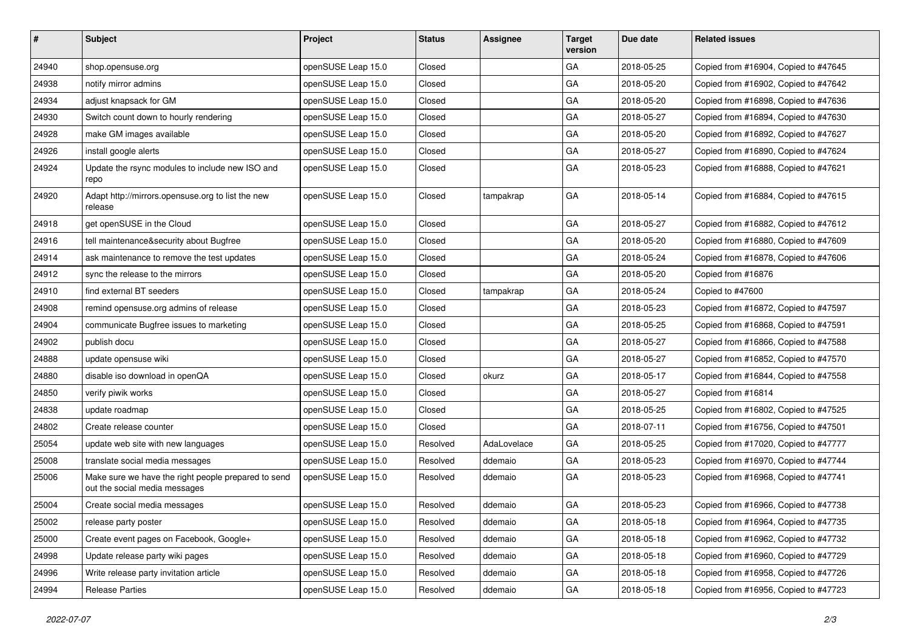| # | Subject | Project | Status | Assignee | Target version | Due date | Related issues |
|---|---|---|---|---|---|---|---|
| 24940 | shop.opensuse.org | openSUSE Leap 15.0 | Closed | | GA | 2018-05-25 | Copied from #16904, Copied to #47645 |
| 24938 | notify mirror admins | openSUSE Leap 15.0 | Closed | | GA | 2018-05-20 | Copied from #16902, Copied to #47642 |
| 24934 | adjust knapsack for GM | openSUSE Leap 15.0 | Closed | | GA | 2018-05-20 | Copied from #16898, Copied to #47636 |
| 24930 | Switch count down to hourly rendering | openSUSE Leap 15.0 | Closed | | GA | 2018-05-27 | Copied from #16894, Copied to #47630 |
| 24928 | make GM images available | openSUSE Leap 15.0 | Closed | | GA | 2018-05-20 | Copied from #16892, Copied to #47627 |
| 24926 | install google alerts | openSUSE Leap 15.0 | Closed | | GA | 2018-05-27 | Copied from #16890, Copied to #47624 |
| 24924 | Update the rsync modules to include new ISO and repo | openSUSE Leap 15.0 | Closed | | GA | 2018-05-23 | Copied from #16888, Copied to #47621 |
| 24920 | Adapt http://mirrors.opensuse.org to list the new release | openSUSE Leap 15.0 | Closed | tampakrap | GA | 2018-05-14 | Copied from #16884, Copied to #47615 |
| 24918 | get openSUSE in the Cloud | openSUSE Leap 15.0 | Closed | | GA | 2018-05-27 | Copied from #16882, Copied to #47612 |
| 24916 | tell maintenance&security about Bugfree | openSUSE Leap 15.0 | Closed | | GA | 2018-05-20 | Copied from #16880, Copied to #47609 |
| 24914 | ask maintenance to remove the test updates | openSUSE Leap 15.0 | Closed | | GA | 2018-05-24 | Copied from #16878, Copied to #47606 |
| 24912 | sync the release to the mirrors | openSUSE Leap 15.0 | Closed | | GA | 2018-05-20 | Copied from #16876 |
| 24910 | find external BT seeders | openSUSE Leap 15.0 | Closed | tampakrap | GA | 2018-05-24 | Copied to #47600 |
| 24908 | remind opensuse.org admins of release | openSUSE Leap 15.0 | Closed | | GA | 2018-05-23 | Copied from #16872, Copied to #47597 |
| 24904 | communicate Bugfree issues to marketing | openSUSE Leap 15.0 | Closed | | GA | 2018-05-25 | Copied from #16868, Copied to #47591 |
| 24902 | publish docu | openSUSE Leap 15.0 | Closed | | GA | 2018-05-27 | Copied from #16866, Copied to #47588 |
| 24888 | update opensuse wiki | openSUSE Leap 15.0 | Closed | | GA | 2018-05-27 | Copied from #16852, Copied to #47570 |
| 24880 | disable iso download in openQA | openSUSE Leap 15.0 | Closed | okurz | GA | 2018-05-17 | Copied from #16844, Copied to #47558 |
| 24850 | verify piwik works | openSUSE Leap 15.0 | Closed | | GA | 2018-05-27 | Copied from #16814 |
| 24838 | update roadmap | openSUSE Leap 15.0 | Closed | | GA | 2018-05-25 | Copied from #16802, Copied to #47525 |
| 24802 | Create release counter | openSUSE Leap 15.0 | Closed | | GA | 2018-07-11 | Copied from #16756, Copied to #47501 |
| 25054 | update web site with new languages | openSUSE Leap 15.0 | Resolved | AdaLovelace | GA | 2018-05-25 | Copied from #17020, Copied to #47777 |
| 25008 | translate social media messages | openSUSE Leap 15.0 | Resolved | ddemaio | GA | 2018-05-23 | Copied from #16970, Copied to #47744 |
| 25006 | Make sure we have the right people prepared to send out the social media messages | openSUSE Leap 15.0 | Resolved | ddemaio | GA | 2018-05-23 | Copied from #16968, Copied to #47741 |
| 25004 | Create social media messages | openSUSE Leap 15.0 | Resolved | ddemaio | GA | 2018-05-23 | Copied from #16966, Copied to #47738 |
| 25002 | release party poster | openSUSE Leap 15.0 | Resolved | ddemaio | GA | 2018-05-18 | Copied from #16964, Copied to #47735 |
| 25000 | Create event pages on Facebook, Google+ | openSUSE Leap 15.0 | Resolved | ddemaio | GA | 2018-05-18 | Copied from #16962, Copied to #47732 |
| 24998 | Update release party wiki pages | openSUSE Leap 15.0 | Resolved | ddemaio | GA | 2018-05-18 | Copied from #16960, Copied to #47729 |
| 24996 | Write release party invitation article | openSUSE Leap 15.0 | Resolved | ddemaio | GA | 2018-05-18 | Copied from #16958, Copied to #47726 |
| 24994 | Release Parties | openSUSE Leap 15.0 | Resolved | ddemaio | GA | 2018-05-18 | Copied from #16956, Copied to #47723 |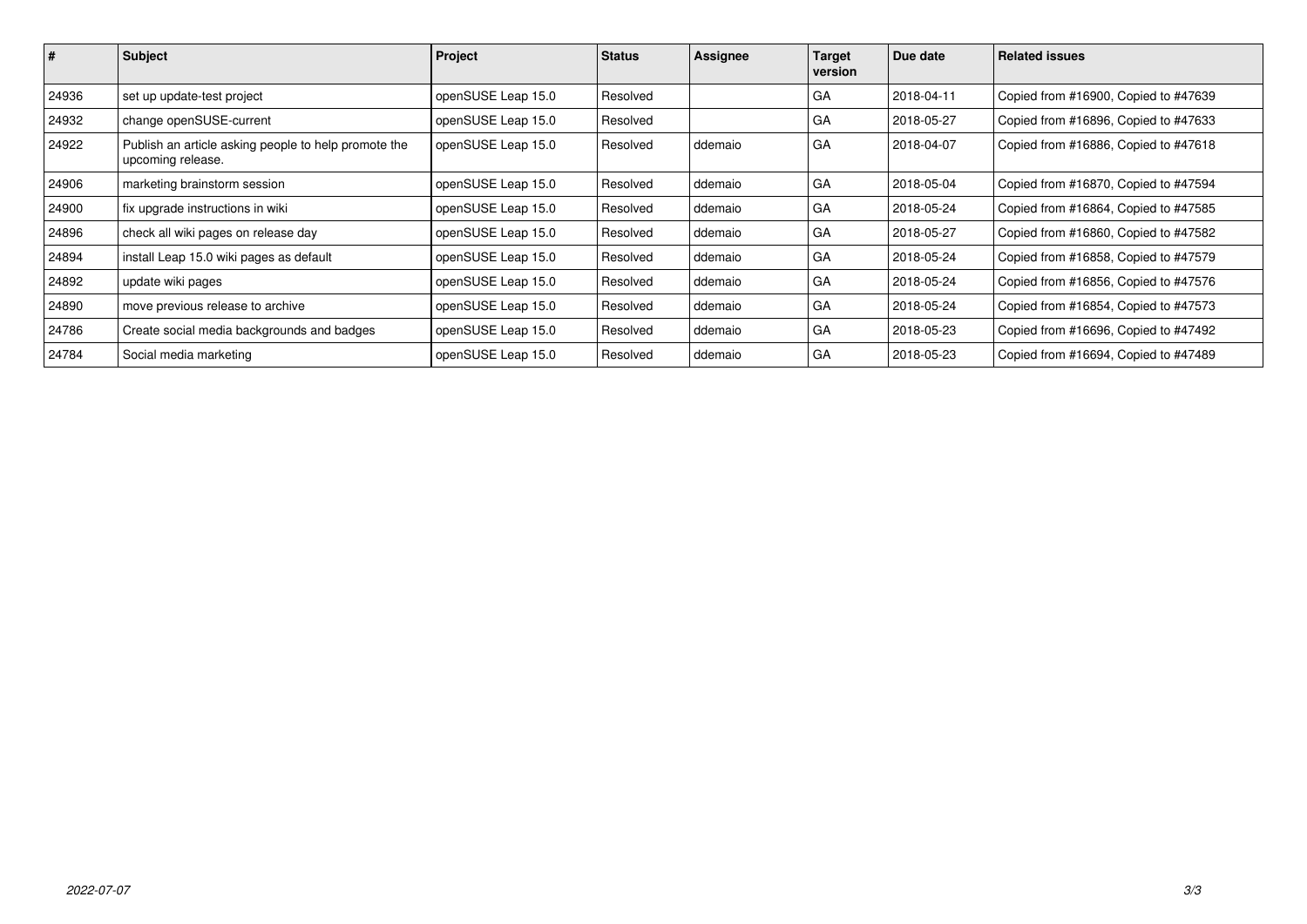| # | Subject | Project | Status | Assignee | Target version | Due date | Related issues |
|---|---|---|---|---|---|---|---|
| 24936 | set up update-test project | openSUSE Leap 15.0 | Resolved | | GA | 2018-04-11 | Copied from #16900, Copied to #47639 |
| 24932 | change openSUSE-current | openSUSE Leap 15.0 | Resolved | | GA | 2018-05-27 | Copied from #16896, Copied to #47633 |
| 24922 | Publish an article asking people to help promote the upcoming release. | openSUSE Leap 15.0 | Resolved | ddemaio | GA | 2018-04-07 | Copied from #16886, Copied to #47618 |
| 24906 | marketing brainstorm session | openSUSE Leap 15.0 | Resolved | ddemaio | GA | 2018-05-04 | Copied from #16870, Copied to #47594 |
| 24900 | fix upgrade instructions in wiki | openSUSE Leap 15.0 | Resolved | ddemaio | GA | 2018-05-24 | Copied from #16864, Copied to #47585 |
| 24896 | check all wiki pages on release day | openSUSE Leap 15.0 | Resolved | ddemaio | GA | 2018-05-27 | Copied from #16860, Copied to #47582 |
| 24894 | install Leap 15.0 wiki pages as default | openSUSE Leap 15.0 | Resolved | ddemaio | GA | 2018-05-24 | Copied from #16858, Copied to #47579 |
| 24892 | update wiki pages | openSUSE Leap 15.0 | Resolved | ddemaio | GA | 2018-05-24 | Copied from #16856, Copied to #47576 |
| 24890 | move previous release to archive | openSUSE Leap 15.0 | Resolved | ddemaio | GA | 2018-05-24 | Copied from #16854, Copied to #47573 |
| 24786 | Create social media backgrounds and badges | openSUSE Leap 15.0 | Resolved | ddemaio | GA | 2018-05-23 | Copied from #16696, Copied to #47492 |
| 24784 | Social media marketing | openSUSE Leap 15.0 | Resolved | ddemaio | GA | 2018-05-23 | Copied from #16694, Copied to #47489 |